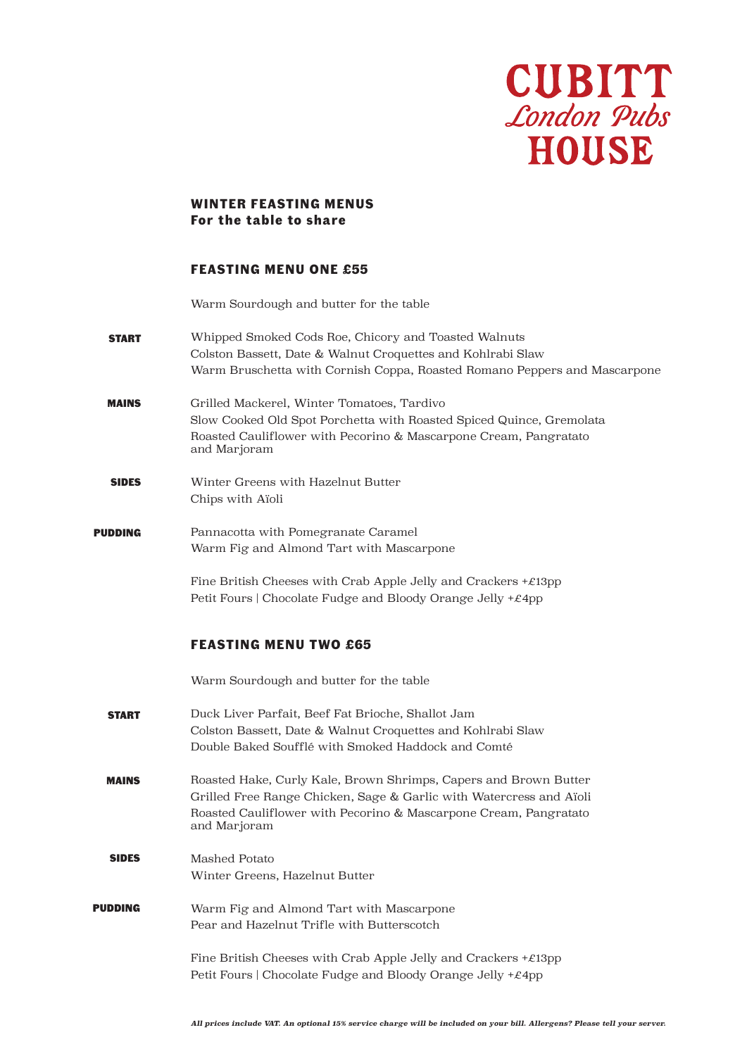# CUBITT
*London Pubs*
# HOUSE

## WINTER FEASTING MENUS
**For the table to share**

### FEASTING MENU ONE £55

Warm Sourdough and butter for the table

**START**

Whipped Smoked Cods Roe, Chicory and Toasted Walnuts
Colston Bassett, Date & Walnut Croquettes and Kohlrabi Slaw
Warm Bruschetta with Cornish Coppa, Roasted Romano Peppers and Mascarpone

**MAINS**

Grilled Mackerel, Winter Tomatoes, Tardivo
Slow Cooked Old Spot Porchetta with Roasted Spiced Quince, Gremolata
Roasted Cauliflower with Pecorino & Mascarpone Cream, Pangratato and Marjoram

**SIDES**

Winter Greens with Hazelnut Butter
Chips with Aïoli

**PUDDING**

Pannacotta with Pomegranate Caramel
Warm Fig and Almond Tart with Mascarpone

Fine British Cheeses with Crab Apple Jelly and Crackers +£13pp
Petit Fours | Chocolate Fudge and Bloody Orange Jelly +£4pp

### FEASTING MENU TWO £65

Warm Sourdough and butter for the table

**START**

Duck Liver Parfait, Beef Fat Brioche, Shallot Jam
Colston Bassett, Date & Walnut Croquettes and Kohlrabi Slaw
Double Baked Soufflé with Smoked Haddock and Comté

**MAINS**

Roasted Hake, Curly Kale, Brown Shrimps, Capers and Brown Butter
Grilled Free Range Chicken, Sage & Garlic with Watercress and Aïoli
Roasted Cauliflower with Pecorino & Mascarpone Cream, Pangratato and Marjoram

**SIDES**

Mashed Potato
Winter Greens, Hazelnut Butter

**PUDDING**

Warm Fig and Almond Tart with Mascarpone
Pear and Hazelnut Trifle with Butterscotch

Fine British Cheeses with Crab Apple Jelly and Crackers +£13pp
Petit Fours | Chocolate Fudge and Bloody Orange Jelly +£4pp

***All prices include VAT. An optional 15% service charge will be included on your bill. Allergens? Please tell your server.***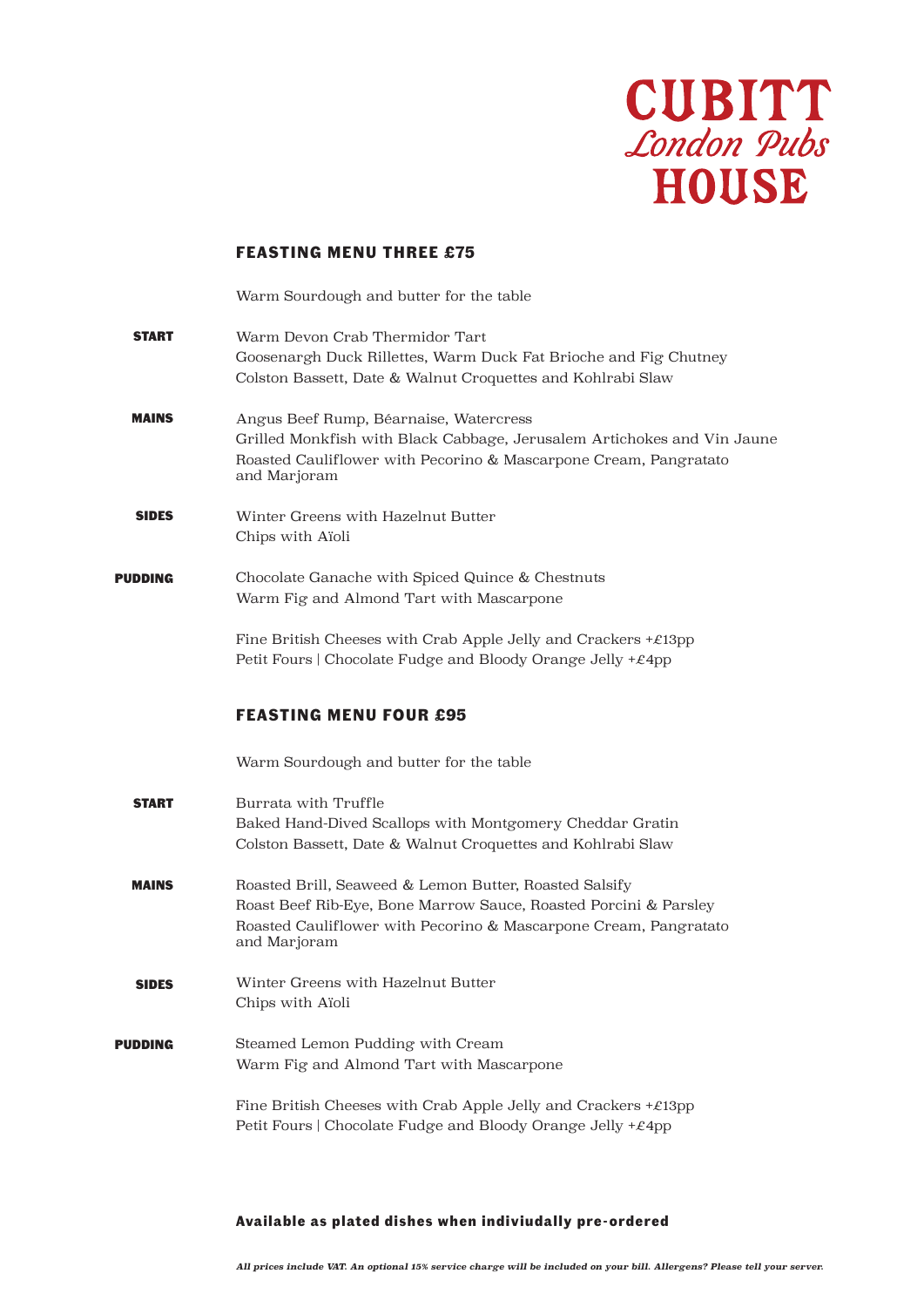CUBITT London Pubs HOUSE

## FEASTING MENU THREE £75

Warm Sourdough and butter for the table

**START**

Warm Devon Crab Thermidor Tart
Goosenargh Duck Rillettes, Warm Duck Fat Brioche and Fig Chutney
Colston Bassett, Date & Walnut Croquettes and Kohlrabi Slaw

**MAINS**

Angus Beef Rump, Béarnaise, Watercress
Grilled Monkfish with Black Cabbage, Jerusalem Artichokes and Vin Jaune
Roasted Cauliflower with Pecorino & Mascarpone Cream, Pangratato and Marjoram

**SIDES**

Winter Greens with Hazelnut Butter
Chips with Aïoli

**PUDDING**

Chocolate Ganache with Spiced Quince & Chestnuts
Warm Fig and Almond Tart with Mascarpone

Fine British Cheeses with Crab Apple Jelly and Crackers +£13pp
Petit Fours | Chocolate Fudge and Bloody Orange Jelly +£4pp

## FEASTING MENU FOUR £95

Warm Sourdough and butter for the table

**START**

Burrata with Truffle
Baked Hand-Dived Scallops with Montgomery Cheddar Gratin
Colston Bassett, Date & Walnut Croquettes and Kohlrabi Slaw

**MAINS**

Roasted Brill, Seaweed & Lemon Butter, Roasted Salsify
Roast Beef Rib-Eye, Bone Marrow Sauce, Roasted Porcini & Parsley
Roasted Cauliflower with Pecorino & Mascarpone Cream, Pangratato and Marjoram

**SIDES**

Winter Greens with Hazelnut Butter
Chips with Aïoli

**PUDDING**

Steamed Lemon Pudding with Cream
Warm Fig and Almond Tart with Mascarpone

Fine British Cheeses with Crab Apple Jelly and Crackers +£13pp
Petit Fours | Chocolate Fudge and Bloody Orange Jelly +£4pp

**Available as plated dishes when indiviudally pre-ordered**

***All prices include VAT. An optional 15% service charge will be included on your bill. Allergens? Please tell your server.***